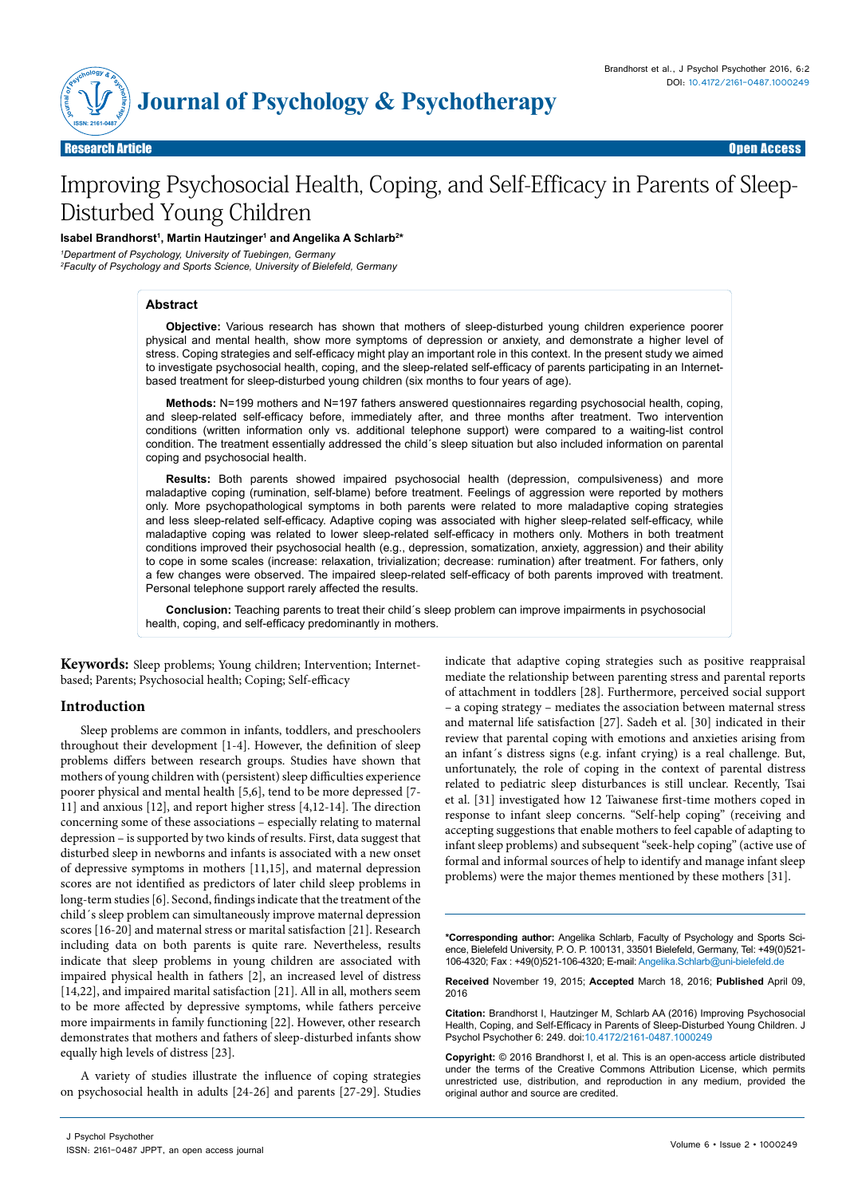Research Article | Open Access

# Improving Psychosocial Health, Coping, and Self-Efficacy in Parents of Sleep-Disturbed Young Children

**Isabel Brandhorst[1], Martin Hautzinger[1] and Angelika A Schlarb[2]***

*[1]Department of Psychology, University of Tuebingen, Germany*
*[2]Faculty of Psychology and Sports Science, University of Bielefeld, Germany*

## Abstract

**Objective:** Various research has shown that mothers of sleep-disturbed young children experience poorer physical and mental health, show more symptoms of depression or anxiety, and demonstrate a higher level of stress. Coping strategies and self-efficacy might play an important role in this context. In the present study we aimed to investigate psychosocial health, coping, and the sleep-related self-efficacy of parents participating in an Internet-based treatment for sleep-disturbed young children (six months to four years of age).

**Methods:** N=199 mothers and N=197 fathers answered questionnaires regarding psychosocial health, coping, and sleep-related self-efficacy before, immediately after, and three months after treatment. Two intervention conditions (written information only vs. additional telephone support) were compared to a waiting-list control condition. The treatment essentially addressed the child´s sleep situation but also included information on parental coping and psychosocial health.

**Results:** Both parents showed impaired psychosocial health (depression, compulsiveness) and more maladaptive coping (rumination, self-blame) before treatment. Feelings of aggression were reported by mothers only. More psychopathological symptoms in both parents were related to more maladaptive coping strategies and less sleep-related self-efficacy. Adaptive coping was associated with higher sleep-related self-efficacy, while maladaptive coping was related to lower sleep-related self-efficacy in mothers only. Mothers in both treatment conditions improved their psychosocial health (e.g., depression, somatization, anxiety, aggression) and their ability to cope in some scales (increase: relaxation, trivialization; decrease: rumination) after treatment. For fathers, only a few changes were observed. The impaired sleep-related self-efficacy of both parents improved with treatment. Personal telephone support rarely affected the results.

**Conclusion:** Teaching parents to treat their child´s sleep problem can improve impairments in psychosocial health, coping, and self-efficacy predominantly in mothers.

**Keywords:** Sleep problems; Young children; Intervention; Internet-based; Parents; Psychosocial health; Coping; Self-efficacy

## Introduction

Sleep problems are common in infants, toddlers, and preschoolers throughout their development [1-4]. However, the definition of sleep problems differs between research groups. Studies have shown that mothers of young children with (persistent) sleep difficulties experience poorer physical and mental health [5,6], tend to be more depressed [7-11] and anxious [12], and report higher stress [4,12-14]. The direction concerning some of these associations – especially relating to maternal depression – is supported by two kinds of results. First, data suggest that disturbed sleep in newborns and infants is associated with a new onset of depressive symptoms in mothers [11,15], and maternal depression scores are not identified as predictors of later child sleep problems in long-term studies [6]. Second, findings indicate that the treatment of the child´s sleep problem can simultaneously improve maternal depression scores [16-20] and maternal stress or marital satisfaction [21]. Research including data on both parents is quite rare. Nevertheless, results indicate that sleep problems in young children are associated with impaired physical health in fathers [2], an increased level of distress [14,22], and impaired marital satisfaction [21]. All in all, mothers seem to be more affected by depressive symptoms, while fathers perceive more impairments in family functioning [22]. However, other research demonstrates that mothers and fathers of sleep-disturbed infants show equally high levels of distress [23].

A variety of studies illustrate the influence of coping strategies on psychosocial health in adults [24-26] and parents [27-29]. Studies indicate that adaptive coping strategies such as positive reappraisal mediate the relationship between parenting stress and parental reports of attachment in toddlers [28]. Furthermore, perceived social support – a coping strategy – mediates the association between maternal stress and maternal life satisfaction [27]. Sadeh et al. [30] indicated in their review that parental coping with emotions and anxieties arising from an infant´s distress signs (e.g. infant crying) is a real challenge. But, unfortunately, the role of coping in the context of parental distress related to pediatric sleep disturbances is still unclear. Recently, Tsai et al. [31] investigated how 12 Taiwanese first-time mothers coped in response to infant sleep concerns. "Self-help coping" (receiving and accepting suggestions that enable mothers to feel capable of adapting to infant sleep problems) and subsequent "seek-help coping" (active use of formal and informal sources of help to identify and manage infant sleep problems) were the major themes mentioned by these mothers [31].

---

***Corresponding author:** Angelika Schlarb, Faculty of Psychology and Sports Science, Bielefeld University, P. O. P. 100131, 33501 Bielefeld, Germany, Tel: +49(0)521-106-4320; Fax : +49(0)521-106-4320; E-mail: Angelika.Schlarb@uni-bielefeld.de

**Received** November 19, 2015; **Accepted** March 18, 2016; **Published** April 09, 2016

**Citation:** Brandhorst I, Hautzinger M, Schlarb AA (2016) Improving Psychosocial Health, Coping, and Self-Efficacy in Parents of Sleep-Disturbed Young Children. J Psychol Psychother 6: 249. doi:10.4172/2161-0487.1000249

**Copyright:** © 2016 Brandhorst I, et al. This is an open-access article distributed under the terms of the Creative Commons Attribution License, which permits unrestricted use, distribution, and reproduction in any medium, provided the original author and source are credited.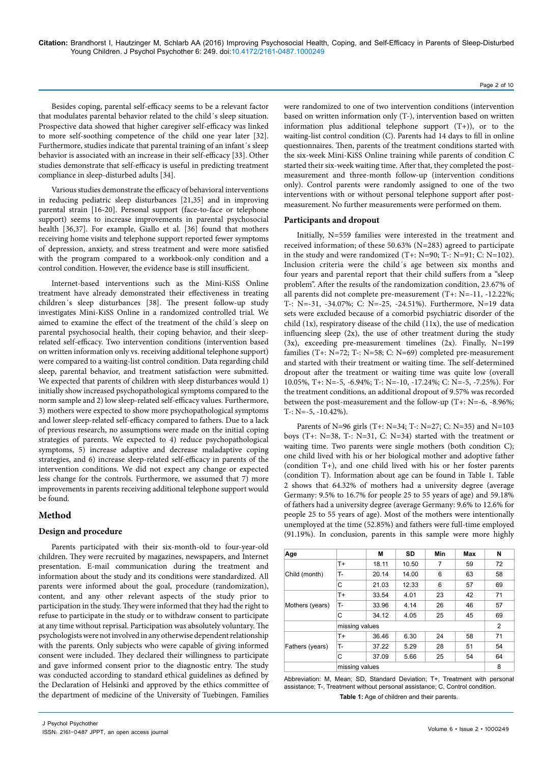Besides coping, parental self-efficacy seems to be a relevant factor that modulates parental behavior related to the child´s sleep situation. Prospective data showed that higher caregiver self-efficacy was linked to more self-soothing competence of the child one year later [32]. Furthermore, studies indicate that parental training of an infant´s sleep behavior is associated with an increase in their self-efficacy [33]. Other studies demonstrate that self-efficacy is useful in predicting treatment compliance in sleep-disturbed adults [34].

Various studies demonstrate the efficacy of behavioral interventions in reducing pediatric sleep disturbances [21,35] and in improving parental strain [16-20]. Personal support (face-to-face or telephone support) seems to increase improvements in parental psychosocial health [36,37]. For example, Giallo et al. [36] found that mothers receiving home visits and telephone support reported fewer symptoms of depression, anxiety, and stress treatment and were more satisfied with the program compared to a workbook-only condition and a control condition. However, the evidence base is still insufficient.

Internet-based interventions such as the Mini-KiSS Online treatment have already demonstrated their effectiveness in treating children´s sleep disturbances [38]. The present follow-up study investigates Mini-KiSS Online in a randomized controlled trial. We aimed to examine the effect of the treatment of the child´s sleep on parental psychosocial health, their coping behavior, and their sleep-related self-efficacy. Two intervention conditions (intervention based on written information only vs. receiving additional telephone support) were compared to a waiting-list control condition. Data regarding child sleep, parental behavior, and treatment satisfaction were submitted. We expected that parents of children with sleep disturbances would 1) initially show increased psychopathological symptoms compared to the norm sample and 2) low sleep-related self-efficacy values. Furthermore, 3) mothers were expected to show more psychopathological symptoms and lower sleep-related self-efficacy compared to fathers. Due to a lack of previous research, no assumptions were made on the initial coping strategies of parents. We expected to 4) reduce psychopathological symptoms, 5) increase adaptive and decrease maladaptive coping strategies, and 6) increase sleep-related self-efficacy in parents of the intervention conditions. We did not expect any change or expected less change for the controls. Furthermore, we assumed that 7) more improvements in parents receiving additional telephone support would be found.

# Method

## Design and procedure

Parents participated with their six-month-old to four-year-old children. They were recruited by magazines, newspapers, and Internet presentation. E-mail communication during the treatment and information about the study and its conditions were standardized. All parents were informed about the goal, procedure (randomization), content, and any other relevant aspects of the study prior to participation in the study. They were informed that they had the right to refuse to participate in the study or to withdraw consent to participate at any time without reprisal. Participation was absolutely voluntary. The psychologists were not involved in any otherwise dependent relationship with the parents. Only subjects who were capable of giving informed consent were included. They declared their willingness to participate and gave informed consent prior to the diagnostic entry. The study was conducted according to standard ethical guidelines as defined by the Declaration of Helsinki and approved by the ethics committee of the department of medicine of the University of Tuebingen. Families were randomized to one of two intervention conditions (intervention based on written information only (T-), intervention based on written information plus additional telephone support (T+)), or to the waiting-list control condition (C). Parents had 14 days to fill in online questionnaires. Then, parents of the treatment conditions started with the six-week Mini-KiSS Online training while parents of condition C started their six-week waiting time. After that, they completed the post-measurement and three-month follow-up (intervention conditions only). Control parents were randomly assigned to one of the two interventions with or without personal telephone support after post-measurement. No further measurements were performed on them.

## Participants and dropout

Initially, N=559 families were interested in the treatment and received information; of these 50.63% (N=283) agreed to participate in the study and were randomized (T+: N=90; T-: N=91; C: N=102). Inclusion criteria were the child´s age between six months and four years and parental report that their child suffers from a "sleep problem". After the results of the randomization condition, 23.67% of all parents did not complete pre-measurement (T+: N=-11, -12.22%; T-: N=-31, -34.07%; C: N=-25, -24.51%). Furthermore, N=19 data sets were excluded because of a comorbid psychiatric disorder of the child (1x), respiratory disease of the child (11x), the use of medication influencing sleep (2x), the use of other treatment during the study (3x), exceeding pre-measurement timelines (2x). Finally, N=199 families (T+: N=72; T-: N=58; C: N=69) completed pre-measurement and started with their treatment or waiting time. The self-determined dropout after the treatment or waiting time was quite low (overall 10.05%, T+: N=-5, -6.94%; T-: N=-10, -17.24%; C: N=-5, -7.25%). For the treatment conditions, an additional dropout of 9.57% was recorded between the post-measurement and the follow-up (T+: N=-6, -8.96%; T-: N=-5, -10.42%).

Parents of N=96 girls (T+: N=34; T-: N=27; C: N=35) and N=103 boys (T+: N=38, T-: N=31, C: N=34) started with the treatment or waiting time. Two parents were single mothers (both condition C); one child lived with his or her biological mother and adoptive father (condition T+), and one child lived with his or her foster parents (condition T). Information about age can be found in Table 1. Table 2 shows that 64.32% of mothers had a university degree (average Germany: 9.5% to 16.7% for people 25 to 55 years of age) and 59.18% of fathers had a university degree (average Germany: 9.6% to 12.6% for people 25 to 55 years of age). Most of the mothers were intentionally unemployed at the time (52.85%) and fathers were full-time employed (91.19%). In conclusion, parents in this sample were more highly

| Age | | M | SD | Min | Max | N |
|---|---|---|---|---|---|---|
| Child (month) | T+ | 18.11 | 10.50 | 7 | 59 | 72 |
| | T- | 20.14 | 14.00 | 6 | 63 | 58 |
| | C | 21.03 | 12.33 | 6 | 57 | 69 |
| Mothers (years) | T+ | 33.54 | 4.01 | 23 | 42 | 71 |
| | T- | 33.96 | 4.14 | 26 | 46 | 57 |
| | C | 34.12 | 4.05 | 25 | 45 | 69 |
| | missing values | | | | | 2 |
| Fathers (years) | T+ | 36.46 | 6.30 | 24 | 58 | 71 |
| | T- | 37.22 | 5.29 | 28 | 51 | 54 |
| | C | 37.09 | 5.66 | 25 | 54 | 64 |
| | missing values | | | | | 8 |

Abbreviation: M, Mean; SD, Standard Deviation; T+, Treatment with personal assistance; T-, Treatment without personal assistance; C, Control condition.

**Table 1:** Age of children and their parents.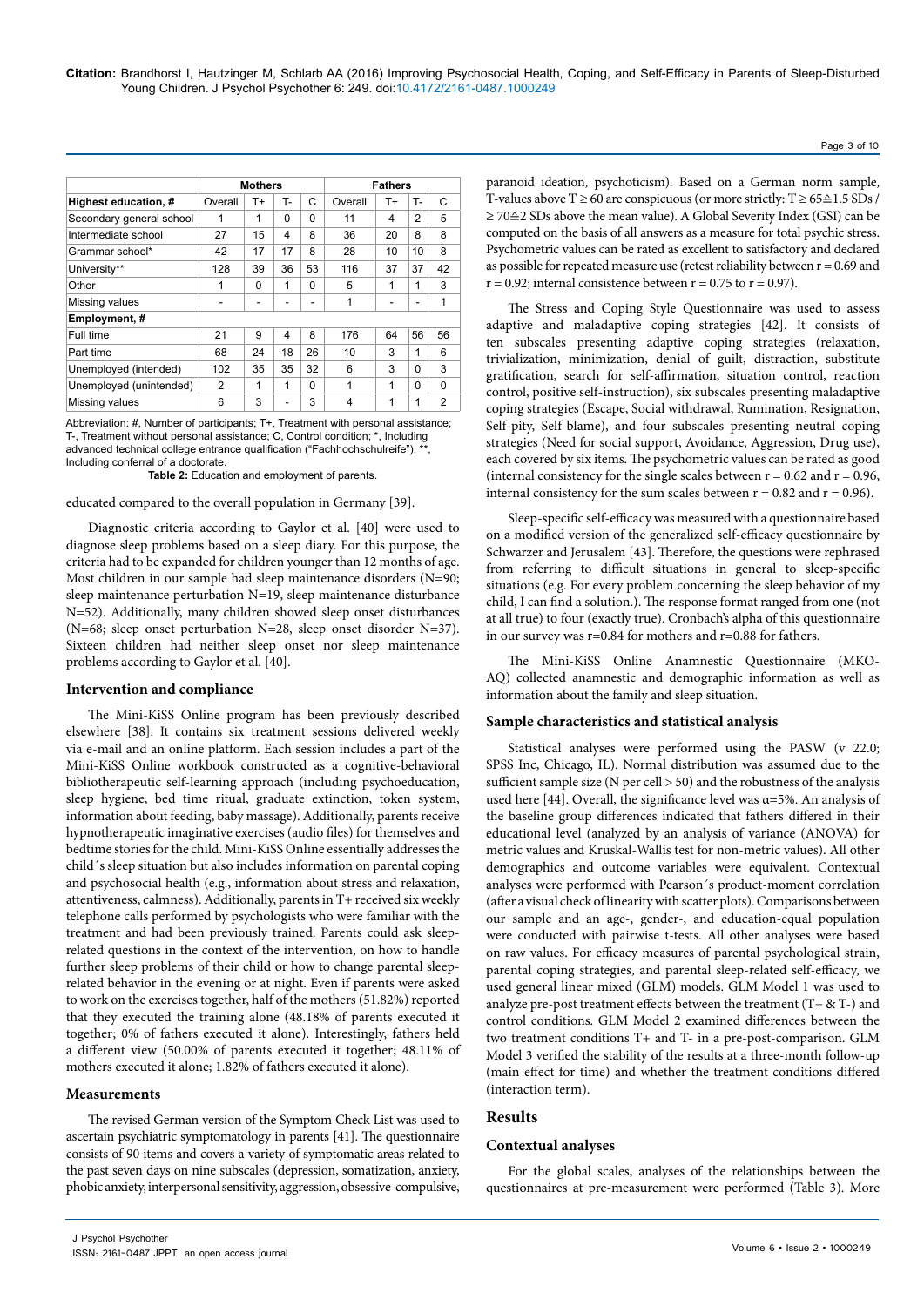| | Mothers | | | | Fathers | | | |
|---|---|---|---|---|---|---|---|---|
| **Highest education, #** | Overall | T+ | T- | C | Overall | T+ | T- | C |
| Secondary general school | 1 | 1 | 0 | 0 | 11 | 4 | 2 | 5 |
| Intermediate school | 27 | 15 | 4 | 8 | 36 | 20 | 8 | 8 |
| Grammar school* | 42 | 17 | 17 | 8 | 28 | 10 | 10 | 8 |
| University** | 128 | 39 | 36 | 53 | 116 | 37 | 37 | 42 |
| Other | 1 | 0 | 1 | 0 | 5 | 1 | 1 | 3 |
| Missing values | - | - | - | - | 1 | - | - | 1 |
| **Employment, #** | | | | | | | | |
| Full time | 21 | 9 | 4 | 8 | 176 | 64 | 56 | 56 |
| Part time | 68 | 24 | 18 | 26 | 10 | 3 | 1 | 6 |
| Unemployed (intended) | 102 | 35 | 35 | 32 | 6 | 3 | 0 | 3 |
| Unemployed (unintended) | 2 | 1 | 1 | 0 | 1 | 1 | 0 | 0 |
| Missing values | 6 | 3 | - | 3 | 4 | 1 | 1 | 2 |

Abbreviation: #, Number of participants; T+, Treatment with personal assistance; T-, Treatment without personal assistance; C, Control condition; *, Including advanced technical college entrance qualification ("Fachhochschulreife"); **, Including conferral of a doctorate.

**Table 2:** Education and employment of parents.

educated compared to the overall population in Germany [39].

Diagnostic criteria according to Gaylor et al. [40] were used to diagnose sleep problems based on a sleep diary. For this purpose, the criteria had to be expanded for children younger than 12 months of age. Most children in our sample had sleep maintenance disorders (N=90; sleep maintenance perturbation N=19, sleep maintenance disturbance N=52). Additionally, many children showed sleep onset disturbances (N=68; sleep onset perturbation N=28, sleep onset disorder N=37). Sixteen children had neither sleep onset nor sleep maintenance problems according to Gaylor et al. [40].

### Intervention and compliance

The Mini-KiSS Online program has been previously described elsewhere [38]. It contains six treatment sessions delivered weekly via e-mail and an online platform. Each session includes a part of the Mini-KiSS Online workbook constructed as a cognitive-behavioral bibliotherapeutic self-learning approach (including psychoeducation, sleep hygiene, bed time ritual, graduate extinction, token system, information about feeding, baby massage). Additionally, parents receive hypnotherapeutic imaginative exercises (audio files) for themselves and bedtime stories for the child. Mini-KiSS Online essentially addresses the child´s sleep situation but also includes information on parental coping and psychosocial health (e.g., information about stress and relaxation, attentiveness, calmness). Additionally, parents in T+ received six weekly telephone calls performed by psychologists who were familiar with the treatment and had been previously trained. Parents could ask sleep-related questions in the context of the intervention, on how to handle further sleep problems of their child or how to change parental sleep-related behavior in the evening or at night. Even if parents were asked to work on the exercises together, half of the mothers (51.82%) reported that they executed the training alone (48.18% of parents executed it together; 0% of fathers executed it alone). Interestingly, fathers held a different view (50.00% of parents executed it together; 48.11% of mothers executed it alone; 1.82% of fathers executed it alone).

### Measurements

The revised German version of the Symptom Check List was used to ascertain psychiatric symptomatology in parents [41]. The questionnaire consists of 90 items and covers a variety of symptomatic areas related to the past seven days on nine subscales (depression, somatization, anxiety, phobic anxiety, interpersonal sensitivity, aggression, obsessive-compulsive, paranoid ideation, psychoticism). Based on a German norm sample, T-values above $T \geq 60$ are conspicuous (or more strictly: $T \geq 65 \triangleq 1.5$ SDs / $\geq 70 \triangleq 2$ SDs above the mean value). A Global Severity Index (GSI) can be computed on the basis of all answers as a measure for total psychic stress. Psychometric values can be rated as excellent to satisfactory and declared as possible for repeated measure use (retest reliability between $r = 0.69$ and $r = 0.92$; internal consistence between $r = 0.75$ to $r = 0.97$).

The Stress and Coping Style Questionnaire was used to assess adaptive and maladaptive coping strategies [42]. It consists of ten subscales presenting adaptive coping strategies (relaxation, trivialization, minimization, denial of guilt, distraction, substitute gratification, search for self-affirmation, situation control, reaction control, positive self-instruction), six subscales presenting maladaptive coping strategies (Escape, Social withdrawal, Rumination, Resignation, Self-pity, Self-blame), and four subscales presenting neutral coping strategies (Need for social support, Avoidance, Aggression, Drug use), each covered by six items. The psychometric values can be rated as good (internal consistency for the single scales between $r = 0.62$ and $r = 0.96$, internal consistency for the sum scales between $r = 0.82$ and $r = 0.96$).

Sleep-specific self-efficacy was measured with a questionnaire based on a modified version of the generalized self-efficacy questionnaire by Schwarzer and Jerusalem [43]. Therefore, the questions were rephrased from referring to difficult situations in general to sleep-specific situations (e.g. For every problem concerning the sleep behavior of my child, I can find a solution.). The response format ranged from one (not at all true) to four (exactly true). Cronbach's alpha of this questionnaire in our survey was r=0.84 for mothers and r=0.88 for fathers.

The Mini-KiSS Online Anamnestic Questionnaire (MKO-AQ) collected anamnestic and demographic information as well as information about the family and sleep situation.

### Sample characteristics and statistical analysis

Statistical analyses were performed using the PASW (v 22.0; SPSS Inc, Chicago, IL). Normal distribution was assumed due to the sufficient sample size (N per cell > 50) and the robustness of the analysis used here [44]. Overall, the significance level was $\alpha$=5%. An analysis of the baseline group differences indicated that fathers differed in their educational level (analyzed by an analysis of variance (ANOVA) for metric values and Kruskal-Wallis test for non-metric values). All other demographics and outcome variables were equivalent. Contextual analyses were performed with Pearson´s product-moment correlation (after a visual check of linearity with scatter plots). Comparisons between our sample and an age-, gender-, and education-equal population were conducted with pairwise t-tests. All other analyses were based on raw values. For efficacy measures of parental psychological strain, parental coping strategies, and parental sleep-related self-efficacy, we used general linear mixed (GLM) models. GLM Model 1 was used to analyze pre-post treatment effects between the treatment (T+ & T-) and control conditions. GLM Model 2 examined differences between the two treatment conditions T+ and T- in a pre-post-comparison. GLM Model 3 verified the stability of the results at a three-month follow-up (main effect for time) and whether the treatment conditions differed (interaction term).

## Results

### Contextual analyses

For the global scales, analyses of the relationships between the questionnaires at pre-measurement were performed (Table 3). More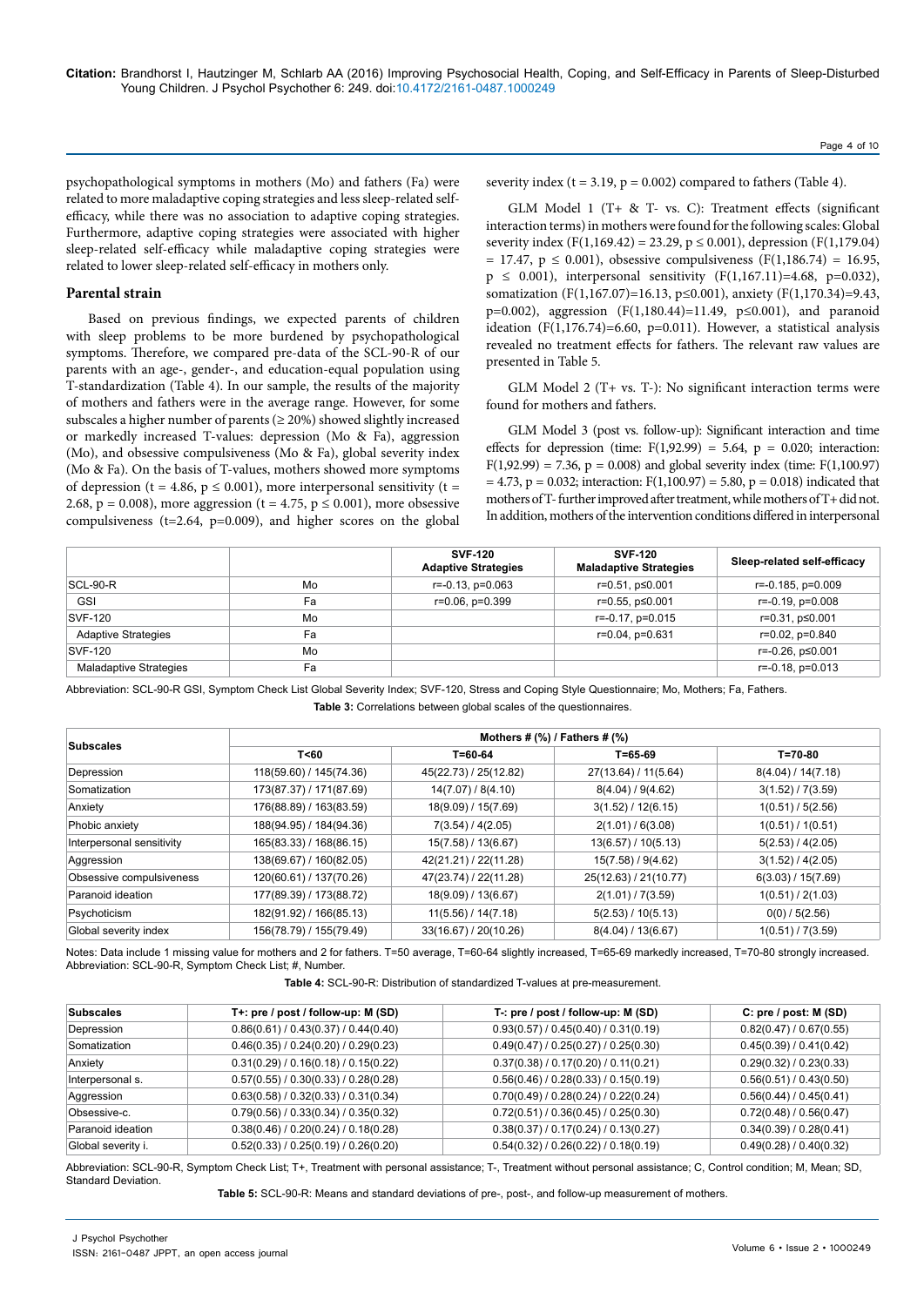psychopathological symptoms in mothers (Mo) and fathers (Fa) were related to more maladaptive coping strategies and less sleep-related self-efficacy, while there was no association to adaptive coping strategies. Furthermore, adaptive coping strategies were associated with higher sleep-related self-efficacy while maladaptive coping strategies were related to lower sleep-related self-efficacy in mothers only.

## Parental strain

Based on previous findings, we expected parents of children with sleep problems to be more burdened by psychopathological symptoms. Therefore, we compared pre-data of the SCL-90-R of our parents with an age-, gender-, and education-equal population using T-standardization (Table 4). In our sample, the results of the majority of mothers and fathers were in the average range. However, for some subscales a higher number of parents (≥ 20%) showed slightly increased or markedly increased T-values: depression (Mo & Fa), aggression (Mo), and obsessive compulsiveness (Mo & Fa), global severity index (Mo & Fa). On the basis of T-values, mothers showed more symptoms of depression ($t = 4.86$, $p \leq 0.001$), more interpersonal sensitivity ($t = 2.68$, $p = 0.008$), more aggression ($t = 4.75$, $p \leq 0.001$), more obsessive compulsiveness ($t=2.64$, $p=0.009$), and higher scores on the global severity index ($t = 3.19$, $p = 0.002$) compared to fathers (Table 4).

GLM Model 1 (T+ & T- vs. C): Treatment effects (significant interaction terms) in mothers were found for the following scales: Global severity index ($F(1,169.42) = 23.29$, $p \leq 0.001$), depression ($F(1,179.04) = 17.47$, $p \leq 0.001$), obsessive compulsiveness ($F(1,186.74) = 16.95$, $p \leq 0.001$), interpersonal sensitivity ($F(1,167.11)=4.68$, $p=0.032$), somatization ($F(1,167.07)=16.13$, $p\leq0.001$), anxiety ($F(1,170.34)=9.43$, $p=0.002$), aggression ($F(1,180.44)=11.49$, $p\leq0.001$), and paranoid ideation ($F(1,176.74)=6.60$, $p=0.011$). However, a statistical analysis revealed no treatment effects for fathers. The relevant raw values are presented in Table 5.

GLM Model 2 (T+ vs. T-): No significant interaction terms were found for mothers and fathers.

GLM Model 3 (post vs. follow-up): Significant interaction and time effects for depression (time: $F(1,92.99) = 5.64$, $p = 0.020$; interaction: $F(1,92.99) = 7.36$, $p = 0.008$) and global severity index (time: $F(1,100.97) = 4.73$, $p = 0.032$; interaction: $F(1,100.97) = 5.80$, $p = 0.018$) indicated that mothers of T- further improved after treatment, while mothers of T+ did not. In addition, mothers of the intervention conditions differed in interpersonal

| | | SVF-120 Adaptive Strategies | SVF-120 Maladaptive Strategies | Sleep-related self-efficacy |
|---|---|---|---|---|
| SCL-90-R | Mo | r=-0.13, p=0.063 | r=0.51, p≤0.001 | r=-0.185, p=0.009 |
| GSI | Fa | r=0.06, p=0.399 | r=0.55, p≤0.001 | r=-0.19, p=0.008 |
| SVF-120 | Mo | | r=-0.17, p=0.015 | r=0.31, p≤0.001 |
| Adaptive Strategies | Fa | | r=0.04, p=0.631 | r=0.02, p=0.840 |
| SVF-120 | Mo | | | r=-0.26, p≤0.001 |
| Maladaptive Strategies | Fa | | | r=-0.18, p=0.013 |

Abbreviation: SCL-90-R GSI, Symptom Check List Global Severity Index; SVF-120, Stress and Coping Style Questionnaire; Mo, Mothers; Fa, Fathers.

**Table 3:** Correlations between global scales of the questionnaires.

| Subscales | Mothers # (%) / Fathers # (%) | | | |
|---|---|---|---|---|
| | T<60 | T=60-64 | T=65-69 | T=70-80 |
| Depression | 118(59.60) / 145(74.36) | 45(22.73) / 25(12.82) | 27(13.64) / 11(5.64) | 8(4.04) / 14(7.18) |
| Somatization | 173(87.37) / 171(87.69) | 14(7.07) / 8(4.10) | 8(4.04) / 9(4.62) | 3(1.52) / 7(3.59) |
| Anxiety | 176(88.89) / 163(83.59) | 18(9.09) / 15(7.69) | 3(1.52) / 12(6.15) | 1(0.51) / 5(2.56) |
| Phobic anxiety | 188(94.95) / 184(94.36) | 7(3.54) / 4(2.05) | 2(1.01) / 6(3.08) | 1(0.51) / 1(0.51) |
| Interpersonal sensitivity | 165(83.33) / 168(86.15) | 15(7.58) / 13(6.67) | 13(6.57) / 10(5.13) | 5(2.53) / 4(2.05) |
| Aggression | 138(69.67) / 160(82.05) | 42(21.21) / 22(11.28) | 15(7.58) / 9(4.62) | 3(1.52) / 4(2.05) |
| Obsessive compulsiveness | 120(60.61) / 137(70.26) | 47(23.74) / 22(11.28) | 25(12.63) / 21(10.77) | 6(3.03) / 15(7.69) |
| Paranoid ideation | 177(89.39) / 173(88.72) | 18(9.09) / 13(6.67) | 2(1.01) / 7(3.59) | 1(0.51) / 2(1.03) |
| Psychoticism | 182(91.92) / 166(85.13) | 11(5.56) / 14(7.18) | 5(2.53) / 10(5.13) | 0(0) / 5(2.56) |
| Global severity index | 156(78.79) / 155(79.49) | 33(16.67) / 20(10.26) | 8(4.04) / 13(6.67) | 1(0.51) / 7(3.59) |

Notes: Data include 1 missing value for mothers and 2 for fathers. T=50 average, T=60-64 slightly increased, T=65-69 markedly increased, T=70-80 strongly increased.
Abbreviation: SCL-90-R, Symptom Check List; #, Number.

**Table 4:** SCL-90-R: Distribution of standardized T-values at pre-measurement.

| Subscales | T+: pre / post / follow-up: M (SD) | T-: pre / post / follow-up: M (SD) | C: pre / post: M (SD) |
|---|---|---|---|
| Depression | 0.86(0.61) / 0.43(0.37) / 0.44(0.40) | 0.93(0.57) / 0.45(0.40) / 0.31(0.19) | 0.82(0.47) / 0.67(0.55) |
| Somatization | 0.46(0.35) / 0.24(0.20) / 0.29(0.23) | 0.49(0.47) / 0.25(0.27) / 0.25(0.30) | 0.45(0.39) / 0.41(0.42) |
| Anxiety | 0.31(0.29) / 0.16(0.18) / 0.15(0.22) | 0.37(0.38) / 0.17(0.20) / 0.11(0.21) | 0.29(0.32) / 0.23(0.33) |
| Interpersonal s. | 0.57(0.55) / 0.30(0.33) / 0.28(0.28) | 0.56(0.46) / 0.28(0.33) / 0.15(0.19) | 0.56(0.51) / 0.43(0.50) |
| Aggression | 0.63(0.58) / 0.32(0.33) / 0.31(0.34) | 0.70(0.49) / 0.28(0.24) / 0.22(0.24) | 0.56(0.44) / 0.45(0.41) |
| Obsessive-c. | 0.79(0.56) / 0.33(0.34) / 0.35(0.32) | 0.72(0.51) / 0.36(0.45) / 0.25(0.30) | 0.72(0.48) / 0.56(0.47) |
| Paranoid ideation | 0.38(0.46) / 0.20(0.24) / 0.18(0.28) | 0.38(0.37) / 0.17(0.24) / 0.13(0.27) | 0.34(0.39) / 0.28(0.41) |
| Global severity i. | 0.52(0.33) / 0.25(0.19) / 0.26(0.20) | 0.54(0.32) / 0.26(0.22) / 0.18(0.19) | 0.49(0.28) / 0.40(0.32) |

Abbreviation: SCL-90-R, Symptom Check List; T+, Treatment with personal assistance; T-, Treatment without personal assistance; C, Control condition; M, Mean; SD, Standard Deviation.

**Table 5:** SCL-90-R: Means and standard deviations of pre-, post-, and follow-up measurement of mothers.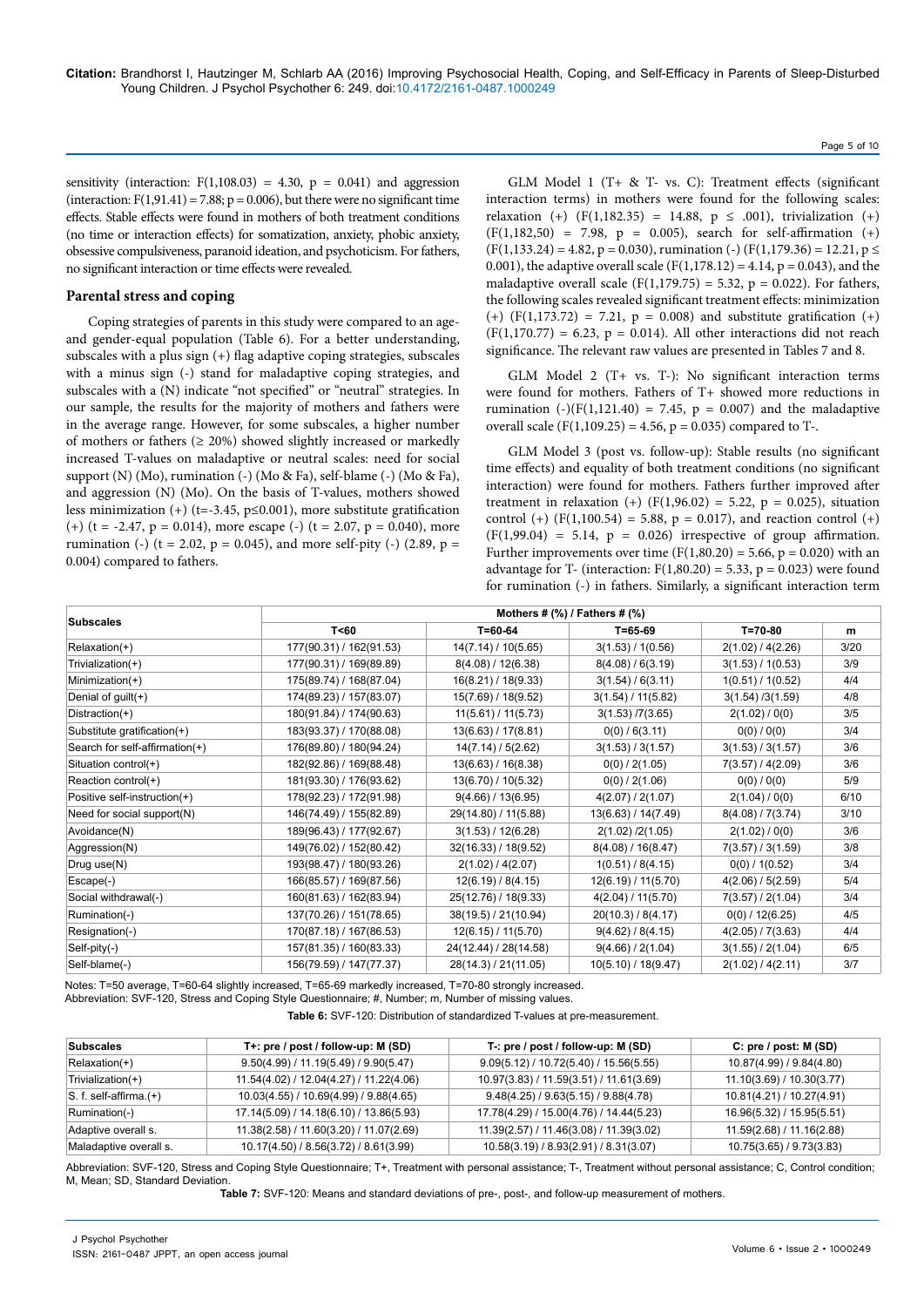sensitivity (interaction: $F(1,108.03) = 4.30$, $p = 0.041$) and aggression (interaction: $F(1,91.41) = 7.88$; $p = 0.006$), but there were no significant time effects. Stable effects were found in mothers of both treatment conditions (no time or interaction effects) for somatization, anxiety, phobic anxiety, obsessive compulsiveness, paranoid ideation, and psychoticism. For fathers, no significant interaction or time effects were revealed.

## Parental stress and coping

Coping strategies of parents in this study were compared to an age- and gender-equal population (Table 6). For a better understanding, subscales with a plus sign (+) flag adaptive coping strategies, subscales with a minus sign (-) stand for maladaptive coping strategies, and subscales with a (N) indicate "not specified" or "neutral" strategies. In our sample, the results for the majority of mothers and fathers were in the average range. However, for some subscales, a higher number of mothers or fathers (≥ 20%) showed slightly increased or markedly increased T-values on maladaptive or neutral scales: need for social support (N) (Mo), rumination (-) (Mo & Fa), self-blame (-) (Mo & Fa), and aggression (N) (Mo). On the basis of T-values, mothers showed less minimization (+) ($t=-3.45$, $p \leq 0.001$), more substitute gratification (+) ($t = -2.47$, $p = 0.014$), more escape (-) ($t = 2.07$, $p = 0.040$), more rumination (-) ($t = 2.02$, $p = 0.045$), and more self-pity (-) (2.89, $p = 0.004$) compared to fathers.

GLM Model 1 (T+ & T- vs. C): Treatment effects (significant interaction terms) in mothers were found for the following scales: relaxation (+) ($F(1,182.35) = 14.88$, $p \leq .001$), trivialization (+) ($F(1,182,50) = 7.98$, $p = 0.005$), search for self-affirmation (+) ($F(1,133.24) = 4.82$, $p = 0.030$), rumination (-) ($F(1,179.36) = 12.21$, $p \leq 0.001$), the adaptive overall scale ($F(1,178.12) = 4.14$, $p = 0.043$), and the maladaptive overall scale ($F(1,179.75) = 5.32$, $p = 0.022$). For fathers, the following scales revealed significant treatment effects: minimization (+) ($F(1,173.72) = 7.21$, $p = 0.008$) and substitute gratification (+) ($F(1,170.77) = 6.23$, $p = 0.014$). All other interactions did not reach significance. The relevant raw values are presented in Tables 7 and 8.

GLM Model 2 (T+ vs. T-): No significant interaction terms were found for mothers. Fathers of T+ showed more reductions in rumination (-)($F(1,121.40) = 7.45$, $p = 0.007$) and the maladaptive overall scale ($F(1,109.25) = 4.56$, $p = 0.035$) compared to T-.

GLM Model 3 (post vs. follow-up): Stable results (no significant time effects) and equality of both treatment conditions (no significant interaction) were found for mothers. Fathers further improved after treatment in relaxation (+) ($F(1,96.02) = 5.22$, $p = 0.025$), situation control (+) ($F(1,100.54) = 5.88$, $p = 0.017$), and reaction control (+) ($F(1,99.04) = 5.14$, $p = 0.026$) irrespective of group affirmation. Further improvements over time ($F(1,80.20) = 5.66$, $p = 0.020$) with an advantage for T- (interaction: $F(1,80.20) = 5.33$, $p = 0.023$) were found for rumination (-) in fathers. Similarly, a significant interaction term

| Subscales | Mothers # (%) / Fathers # (%) | | | | |
|---|---|---|---|---|---|
| | T<60 | T=60-64 | T=65-69 | T=70-80 | m |
| Relaxation(+) | 177(90.31) / 162(91.53) | 14(7.14) / 10(5.65) | 3(1.53) / 1(0.56) | 2(1.02) / 4(2.26) | 3/20 |
| Trivialization(+) | 177(90.31) / 169(89.89) | 8(4.08) / 12(6.38) | 8(4.08) / 6(3.19) | 3(1.53) / 1(0.53) | 3/9 |
| Minimization(+) | 175(89.74) / 168(87.04) | 16(8.21) / 18(9.33) | 3(1.54) / 6(3.11) | 1(0.51) / 1(0.52) | 4/4 |
| Denial of guilt(+) | 174(89.23) / 157(83.07) | 15(7.69) / 18(9.52) | 3(1.54) / 11(5.82) | 3(1.54) /3(1.59) | 4/8 |
| Distraction(+) | 180(91.84) / 174(90.63) | 11(5.61) / 11(5.73) | 3(1.53) /7(3.65) | 2(1.02) / 0(0) | 3/5 |
| Substitute gratification(+) | 183(93.37) / 170(88.08) | 13(6.63) / 17(8.81) | 0(0) / 6(3.11) | 0(0) / 0(0) | 3/4 |
| Search for self-affirmation(+) | 176(89.80) / 180(94.24) | 14(7.14) / 5(2.62) | 3(1.53) / 3(1.57) | 3(1.53) / 3(1.57) | 3/6 |
| Situation control(+) | 182(92.86) / 169(88.48) | 13(6.63) / 16(8.38) | 0(0) / 2(1.05) | 7(3.57) / 4(2.09) | 3/6 |
| Reaction control(+) | 181(93.30) / 176(93.62) | 13(6.70) / 10(5.32) | 0(0) / 2(1.06) | 0(0) / 0(0) | 5/9 |
| Positive self-instruction(+) | 178(92.23) / 172(91.98) | 9(4.66) / 13(6.95) | 4(2.07) / 2(1.07) | 2(1.04) / 0(0) | 6/10 |
| Need for social support(N) | 146(74.49) / 155(82.89) | 29(14.80) / 11(5.88) | 13(6.63) / 14(7.49) | 8(4.08) / 7(3.74) | 3/10 |
| Avoidance(N) | 189(96.43) / 177(92.67) | 3(1.53) / 12(6.28) | 2(1.02) /2(1.05) | 2(1.02) / 0(0) | 3/6 |
| Aggression(N) | 149(76.02) / 152(80.42) | 32(16.33) / 18(9.52) | 8(4.08) / 16(8.47) | 7(3.57) / 3(1.59) | 3/8 |
| Drug use(N) | 193(98.47) / 180(93.26) | 2(1.02) / 4(2.07) | 1(0.51) / 8(4.15) | 0(0) / 1(0.52) | 3/4 |
| Escape(-) | 166(85.57) / 169(87.56) | 12(6.19) / 8(4.15) | 12(6.19) / 11(5.70) | 4(2.06) / 5(2.59) | 5/4 |
| Social withdrawal(-) | 160(81.63) / 162(83.94) | 25(12.76) / 18(9.33) | 4(2.04) / 11(5.70) | 7(3.57) / 2(1.04) | 3/4 |
| Rumination(-) | 137(70.26) / 151(78.65) | 38(19.5) / 21(10.94) | 20(10.3) / 8(4.17) | 0(0) / 12(6.25) | 4/5 |
| Resignation(-) | 170(87.18) / 167(86.53) | 12(6.15) / 11(5.70) | 9(4.62) / 8(4.15) | 4(2.05) / 7(3.63) | 4/4 |
| Self-pity(-) | 157(81.35) / 160(83.33) | 24(12.44) / 28(14.58) | 9(4.66) / 2(1.04) | 3(1.55) / 2(1.04) | 6/5 |
| Self-blame(-) | 156(79.59) / 147(77.37) | 28(14.3) / 21(11.05) | 10(5.10) / 18(9.47) | 2(1.02) / 4(2.11) | 3/7 |

Notes: T=50 average, T=60-64 slightly increased, T=65-69 markedly increased, T=70-80 strongly increased.
Abbreviation: SVF-120, Stress and Coping Style Questionnaire; #, Number; m, Number of missing values.

**Table 6:** SVF-120: Distribution of standardized T-values at pre-measurement.

| Subscales | T+: pre / post / follow-up: M (SD) | T-: pre / post / follow-up: M (SD) | C: pre / post: M (SD) |
|---|---|---|---|
| Relaxation(+) | 9.50(4.99) / 11.19(5.49) / 9.90(5.47) | 9.09(5.12) / 10.72(5.40) / 15.56(5.55) | 10.87(4.99) / 9.84(4.80) |
| Trivialization(+) | 11.54(4.02) / 12.04(4.27) / 11.22(4.06) | 10.97(3.83) / 11.59(3.51) / 11.61(3.69) | 11.10(3.69) / 10.30(3.77) |
| S. f. self-affirma.(+) | 10.03(4.55) / 10.69(4.99) / 9.88(4.65) | 9.48(4.25) / 9.63(5.15) / 9.88(4.78) | 10.81(4.21) / 10.27(4.91) |
| Rumination(-) | 17.14(5.09) / 14.18(6.10) / 13.86(5.93) | 17.78(4.29) / 15.00(4.76) / 14.44(5.23) | 16.96(5.32) / 15.95(5.51) |
| Adaptive overall s. | 11.38(2.58) / 11.60(3.20) / 11.07(2.69) | 11.39(2.57) / 11.46(3.08) / 11.39(3.02) | 11.59(2.68) / 11.16(2.88) |
| Maladaptive overall s. | 10.17(4.50) / 8.56(3.72) / 8.61(3.99) | 10.58(3.19) / 8.93(2.91) / 8.31(3.07) | 10.75(3.65) / 9.73(3.83) |

Abbreviation: SVF-120, Stress and Coping Style Questionnaire; T+, Treatment with personal assistance; T-, Treatment without personal assistance; C, Control condition; M, Mean; SD, Standard Deviation.

**Table 7:** SVF-120: Means and standard deviations of pre-, post-, and follow-up measurement of mothers.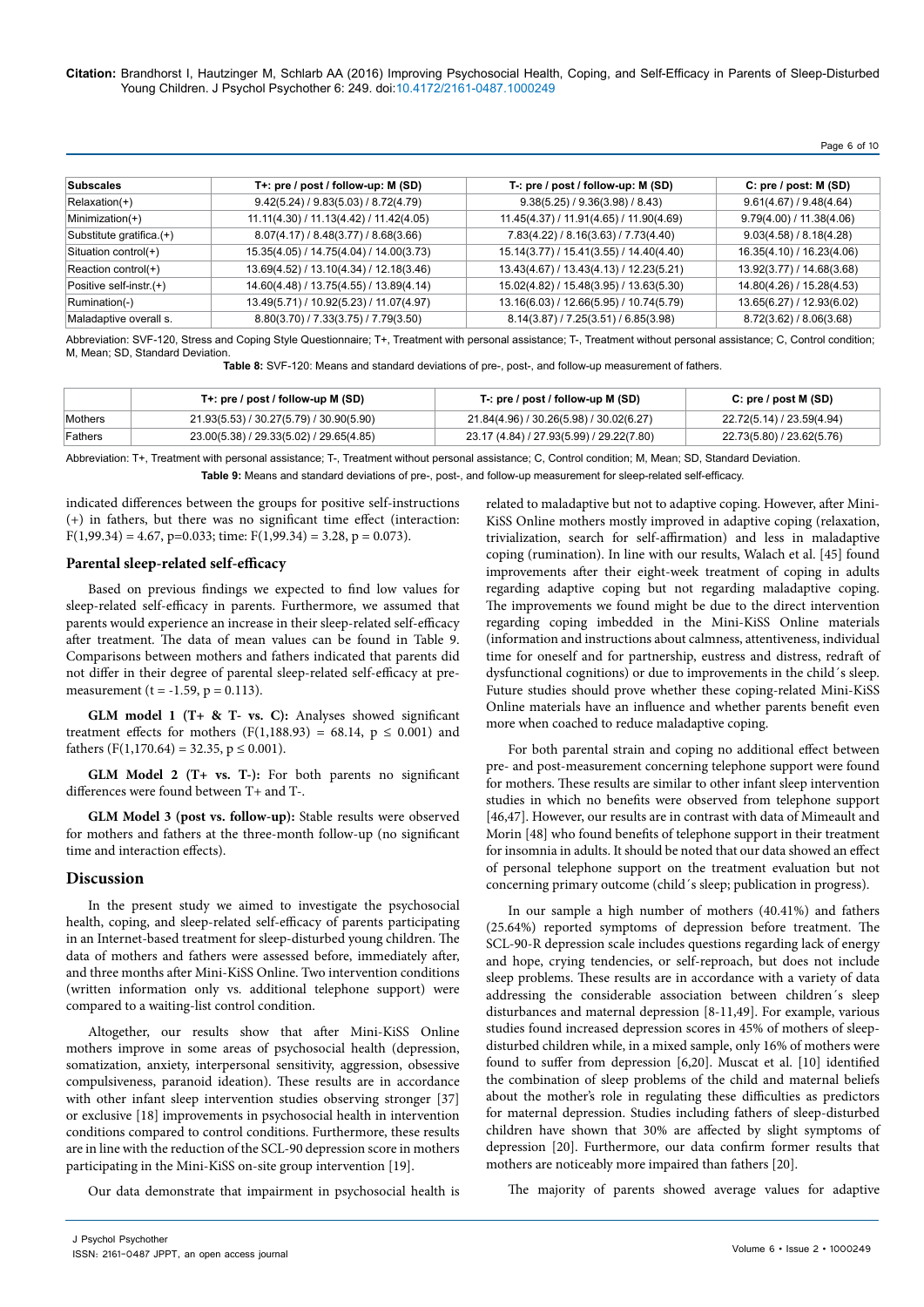| Subscales | T+: pre / post / follow-up: M (SD) | T-: pre / post / follow-up: M (SD) | C: pre / post: M (SD) |
|---|---|---|---|
| Relaxation(+) | 9.42(5.24) / 9.83(5.03) / 8.72(4.79) | 9.38(5.25) / 9.36(3.98) / 8.43) | 9.61(4.67) / 9.48(4.64) |
| Minimization(+) | 11.11(4.30) / 11.13(4.42) / 11.42(4.05) | 11.45(4.37) / 11.91(4.65) / 11.90(4.69) | 9.79(4.00) / 11.38(4.06) |
| Substitute gratifica.(+) | 8.07(4.17) / 8.48(3.77) / 8.68(3.66) | 7.83(4.22) / 8.16(3.63) / 7.73(4.40) | 9.03(4.58) / 8.18(4.28) |
| Situation control(+) | 15.35(4.05) / 14.75(4.04) / 14.00(3.73) | 15.14(3.77) / 15.41(3.55) / 14.40(4.40) | 16.35(4.10) / 16.23(4.06) |
| Reaction control(+) | 13.69(4.52) / 13.10(4.34) / 12.18(3.46) | 13.43(4.67) / 13.43(4.13) / 12.23(5.21) | 13.92(3.77) / 14.68(3.68) |
| Positive self-instr.(+) | 14.60(4.48) / 13.75(4.55) / 13.89(4.14) | 15.02(4.82) / 15.48(3.95) / 13.63(5.30) | 14.80(4.26) / 15.28(4.53) |
| Rumination(-) | 13.49(5.71) / 10.92(5.23) / 11.07(4.97) | 13.16(6.03) / 12.66(5.95) / 10.74(5.79) | 13.65(6.27) / 12.93(6.02) |
| Maladaptive overall s. | 8.80(3.70) / 7.33(3.75) / 7.79(3.50) | 8.14(3.87) / 7.25(3.51) / 6.85(3.98) | 8.72(3.62) / 8.06(3.68) |

Abbreviation: SVF-120, Stress and Coping Style Questionnaire; T+, Treatment with personal assistance; T-, Treatment without personal assistance; C, Control condition; M, Mean; SD, Standard Deviation.

**Table 8:** SVF-120: Means and standard deviations of pre-, post-, and follow-up measurement of fathers.

| | T+: pre / post / follow-up M (SD) | T-: pre / post / follow-up M (SD) | C: pre / post M (SD) |
|---|---|---|---|
| Mothers | 21.93(5.53) / 30.27(5.79) / 30.90(5.90) | 21.84(4.96) / 30.26(5.98) / 30.02(6.27) | 22.72(5.14) / 23.59(4.94) |
| Fathers | 23.00(5.38) / 29.33(5.02) / 29.65(4.85) | 23.17 (4.84) / 27.93(5.99) / 29.22(7.80) | 22.73(5.80) / 23.62(5.76) |

Abbreviation: T+, Treatment with personal assistance; T-, Treatment without personal assistance; C, Control condition; M, Mean; SD, Standard Deviation.

**Table 9:** Means and standard deviations of pre-, post-, and follow-up measurement for sleep-related self-efficacy.

indicated differences between the groups for positive self-instructions (+) in fathers, but there was no significant time effect (interaction: $F(1,99.34) = 4.67$, $p=0.033$; time: $F(1,99.34) = 3.28$, $p = 0.073$).

### Parental sleep-related self-efficacy

Based on previous findings we expected to find low values for sleep-related self-efficacy in parents. Furthermore, we assumed that parents would experience an increase in their sleep-related self-efficacy after treatment. The data of mean values can be found in Table 9. Comparisons between mothers and fathers indicated that parents did not differ in their degree of parental sleep-related self-efficacy at pre-measurement ($t = -1.59$, $p = 0.113$).

**GLM model 1 (T+ & T- vs. C):** Analyses showed significant treatment effects for mothers ($F(1,188.93) = 68.14$, $p \leq 0.001$) and fathers ($F(1,170.64) = 32.35$, $p \leq 0.001$).

**GLM Model 2 (T+ vs. T-):** For both parents no significant differences were found between T+ and T-.

**GLM Model 3 (post vs. follow-up):** Stable results were observed for mothers and fathers at the three-month follow-up (no significant time and interaction effects).

## Discussion

In the present study we aimed to investigate the psychosocial health, coping, and sleep-related self-efficacy of parents participating in an Internet-based treatment for sleep-disturbed young children. The data of mothers and fathers were assessed before, immediately after, and three months after Mini-KiSS Online. Two intervention conditions (written information only vs. additional telephone support) were compared to a waiting-list control condition.

Altogether, our results show that after Mini-KiSS Online mothers improve in some areas of psychosocial health (depression, somatization, anxiety, interpersonal sensitivity, aggression, obsessive compulsiveness, paranoid ideation). These results are in accordance with other infant sleep intervention studies observing stronger [37] or exclusive [18] improvements in psychosocial health in intervention conditions compared to control conditions. Furthermore, these results are in line with the reduction of the SCL-90 depression score in mothers participating in the Mini-KiSS on-site group intervention [19].

Our data demonstrate that impairment in psychosocial health is related to maladaptive but not to adaptive coping. However, after Mini-KiSS Online mothers mostly improved in adaptive coping (relaxation, trivialization, search for self-affirmation) and less in maladaptive coping (rumination). In line with our results, Walach et al. [45] found improvements after their eight-week treatment of coping in adults regarding adaptive coping but not regarding maladaptive coping. The improvements we found might be due to the direct intervention regarding coping imbedded in the Mini-KiSS Online materials (information and instructions about calmness, attentiveness, individual time for oneself and for partnership, eustress and distress, redraft of dysfunctional cognitions) or due to improvements in the child´s sleep. Future studies should prove whether these coping-related Mini-KiSS Online materials have an influence and whether parents benefit even more when coached to reduce maladaptive coping.

For both parental strain and coping no additional effect between pre- and post-measurement concerning telephone support were found for mothers. These results are similar to other infant sleep intervention studies in which no benefits were observed from telephone support [46,47]. However, our results are in contrast with data of Mimeault and Morin [48] who found benefits of telephone support in their treatment for insomnia in adults. It should be noted that our data showed an effect of personal telephone support on the treatment evaluation but not concerning primary outcome (child´s sleep; publication in progress).

In our sample a high number of mothers (40.41%) and fathers (25.64%) reported symptoms of depression before treatment. The SCL-90-R depression scale includes questions regarding lack of energy and hope, crying tendencies, or self-reproach, but does not include sleep problems. These results are in accordance with a variety of data addressing the considerable association between children´s sleep disturbances and maternal depression [8-11,49]. For example, various studies found increased depression scores in 45% of mothers of sleep-disturbed children while, in a mixed sample, only 16% of mothers were found to suffer from depression [6,20]. Muscat et al. [10] identified the combination of sleep problems of the child and maternal beliefs about the mother's role in regulating these difficulties as predictors for maternal depression. Studies including fathers of sleep-disturbed children have shown that 30% are affected by slight symptoms of depression [20]. Furthermore, our data confirm former results that mothers are noticeably more impaired than fathers [20].

The majority of parents showed average values for adaptive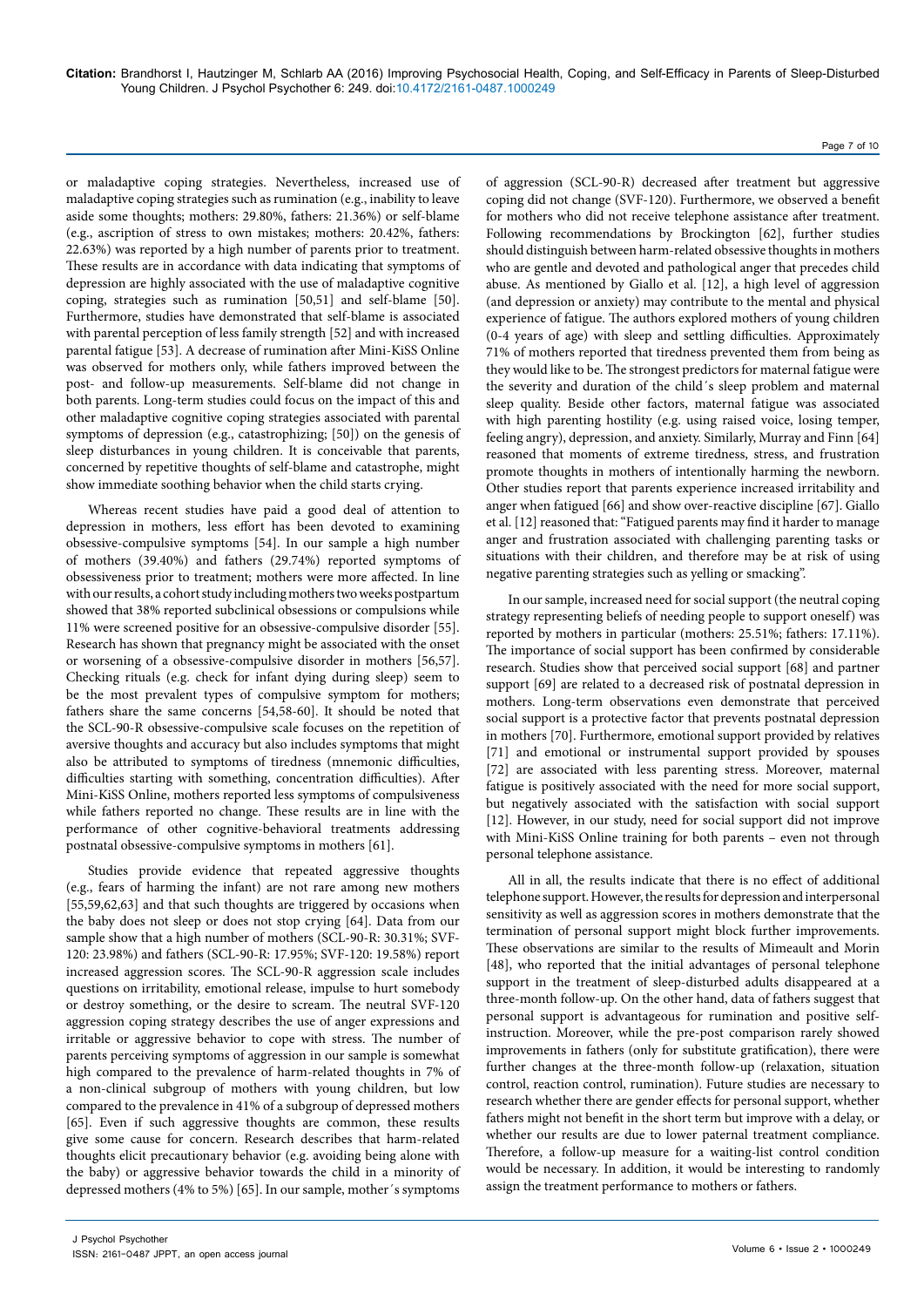or maladaptive coping strategies. Nevertheless, increased use of maladaptive coping strategies such as rumination (e.g., inability to leave aside some thoughts; mothers: 29.80%, fathers: 21.36%) or self-blame (e.g., ascription of stress to own mistakes; mothers: 20.42%, fathers: 22.63%) was reported by a high number of parents prior to treatment. These results are in accordance with data indicating that symptoms of depression are highly associated with the use of maladaptive cognitive coping, strategies such as rumination [50,51] and self-blame [50]. Furthermore, studies have demonstrated that self-blame is associated with parental perception of less family strength [52] and with increased parental fatigue [53]. A decrease of rumination after Mini-KiSS Online was observed for mothers only, while fathers improved between the post- and follow-up measurements. Self-blame did not change in both parents. Long-term studies could focus on the impact of this and other maladaptive cognitive coping strategies associated with parental symptoms of depression (e.g., catastrophizing; [50]) on the genesis of sleep disturbances in young children. It is conceivable that parents, concerned by repetitive thoughts of self-blame and catastrophe, might show immediate soothing behavior when the child starts crying.

Whereas recent studies have paid a good deal of attention to depression in mothers, less effort has been devoted to examining obsessive-compulsive symptoms [54]. In our sample a high number of mothers (39.40%) and fathers (29.74%) reported symptoms of obsessiveness prior to treatment; mothers were more affected. In line with our results, a cohort study including mothers two weeks postpartum showed that 38% reported subclinical obsessions or compulsions while 11% were screened positive for an obsessive-compulsive disorder [55]. Research has shown that pregnancy might be associated with the onset or worsening of a obsessive-compulsive disorder in mothers [56,57]. Checking rituals (e.g. check for infant dying during sleep) seem to be the most prevalent types of compulsive symptom for mothers; fathers share the same concerns [54,58-60]. It should be noted that the SCL-90-R obsessive-compulsive scale focuses on the repetition of aversive thoughts and accuracy but also includes symptoms that might also be attributed to symptoms of tiredness (mnemonic difficulties, difficulties starting with something, concentration difficulties). After Mini-KiSS Online, mothers reported less symptoms of compulsiveness while fathers reported no change. These results are in line with the performance of other cognitive-behavioral treatments addressing postnatal obsessive-compulsive symptoms in mothers [61].

Studies provide evidence that repeated aggressive thoughts (e.g., fears of harming the infant) are not rare among new mothers [55,59,62,63] and that such thoughts are triggered by occasions when the baby does not sleep or does not stop crying [64]. Data from our sample show that a high number of mothers (SCL-90-R: 30.31%; SVF-120: 23.98%) and fathers (SCL-90-R: 17.95%; SVF-120: 19.58%) report increased aggression scores. The SCL-90-R aggression scale includes questions on irritability, emotional release, impulse to hurt somebody or destroy something, or the desire to scream. The neutral SVF-120 aggression coping strategy describes the use of anger expressions and irritable or aggressive behavior to cope with stress. The number of parents perceiving symptoms of aggression in our sample is somewhat high compared to the prevalence of harm-related thoughts in 7% of a non-clinical subgroup of mothers with young children, but low compared to the prevalence in 41% of a subgroup of depressed mothers [65]. Even if such aggressive thoughts are common, these results give some cause for concern. Research describes that harm-related thoughts elicit precautionary behavior (e.g. avoiding being alone with the baby) or aggressive behavior towards the child in a minority of depressed mothers (4% to 5%) [65]. In our sample, mother´s symptoms of aggression (SCL-90-R) decreased after treatment but aggressive coping did not change (SVF-120). Furthermore, we observed a benefit for mothers who did not receive telephone assistance after treatment. Following recommendations by Brockington [62], further studies should distinguish between harm-related obsessive thoughts in mothers who are gentle and devoted and pathological anger that precedes child abuse. As mentioned by Giallo et al. [12], a high level of aggression (and depression or anxiety) may contribute to the mental and physical experience of fatigue. The authors explored mothers of young children (0-4 years of age) with sleep and settling difficulties. Approximately 71% of mothers reported that tiredness prevented them from being as they would like to be. The strongest predictors for maternal fatigue were the severity and duration of the child´s sleep problem and maternal sleep quality. Beside other factors, maternal fatigue was associated with high parenting hostility (e.g. using raised voice, losing temper, feeling angry), depression, and anxiety. Similarly, Murray and Finn [64] reasoned that moments of extreme tiredness, stress, and frustration promote thoughts in mothers of intentionally harming the newborn. Other studies report that parents experience increased irritability and anger when fatigued [66] and show over-reactive discipline [67]. Giallo et al. [12] reasoned that: "Fatigued parents may find it harder to manage anger and frustration associated with challenging parenting tasks or situations with their children, and therefore may be at risk of using negative parenting strategies such as yelling or smacking".

In our sample, increased need for social support (the neutral coping strategy representing beliefs of needing people to support oneself) was reported by mothers in particular (mothers: 25.51%; fathers: 17.11%). The importance of social support has been confirmed by considerable research. Studies show that perceived social support [68] and partner support [69] are related to a decreased risk of postnatal depression in mothers. Long-term observations even demonstrate that perceived social support is a protective factor that prevents postnatal depression in mothers [70]. Furthermore, emotional support provided by relatives [71] and emotional or instrumental support provided by spouses [72] are associated with less parenting stress. Moreover, maternal fatigue is positively associated with the need for more social support, but negatively associated with the satisfaction with social support [12]. However, in our study, need for social support did not improve with Mini-KiSS Online training for both parents – even not through personal telephone assistance.

All in all, the results indicate that there is no effect of additional telephone support. However, the results for depression and interpersonal sensitivity as well as aggression scores in mothers demonstrate that the termination of personal support might block further improvements. These observations are similar to the results of Mimeault and Morin [48], who reported that the initial advantages of personal telephone support in the treatment of sleep-disturbed adults disappeared at a three-month follow-up. On the other hand, data of fathers suggest that personal support is advantageous for rumination and positive self-instruction. Moreover, while the pre-post comparison rarely showed improvements in fathers (only for substitute gratification), there were further changes at the three-month follow-up (relaxation, situation control, reaction control, rumination). Future studies are necessary to research whether there are gender effects for personal support, whether fathers might not benefit in the short term but improve with a delay, or whether our results are due to lower paternal treatment compliance. Therefore, a follow-up measure for a waiting-list control condition would be necessary. In addition, it would be interesting to randomly assign the treatment performance to mothers or fathers.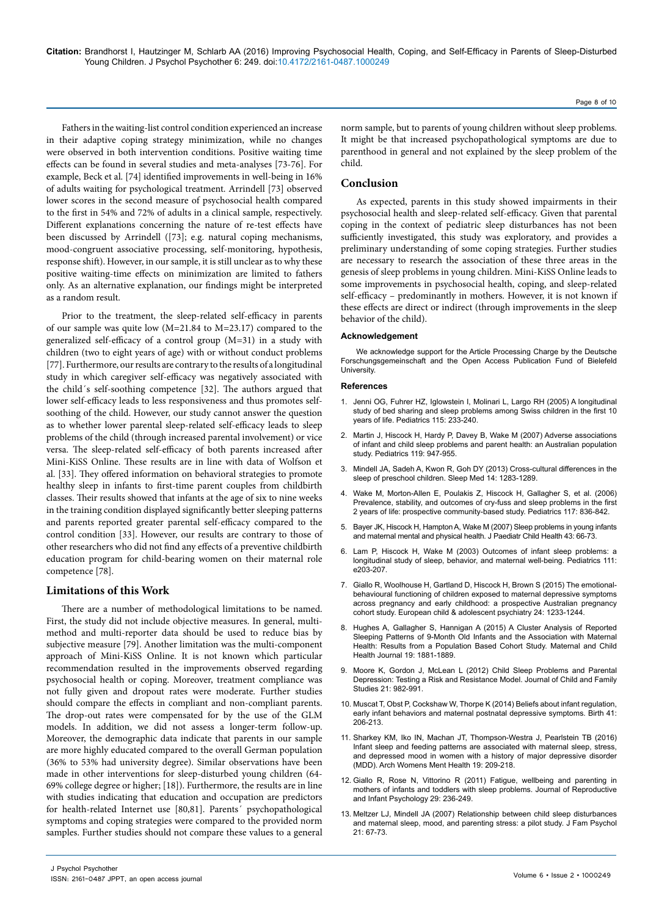Fathers in the waiting-list control condition experienced an increase in their adaptive coping strategy minimization, while no changes were observed in both intervention conditions. Positive waiting time effects can be found in several studies and meta-analyses [73-76]. For example, Beck et al. [74] identified improvements in well-being in 16% of adults waiting for psychological treatment. Arrindell [73] observed lower scores in the second measure of psychosocial health compared to the first in 54% and 72% of adults in a clinical sample, respectively. Different explanations concerning the nature of re-test effects have been discussed by Arrindell ([73]; e.g. natural coping mechanisms, mood-congruent associative processing, self-monitoring, hypothesis, response shift). However, in our sample, it is still unclear as to why these positive waiting-time effects on minimization are limited to fathers only. As an alternative explanation, our findings might be interpreted as a random result.

Prior to the treatment, the sleep-related self-efficacy in parents of our sample was quite low (M=21.84 to M=23.17) compared to the generalized self-efficacy of a control group (M=31) in a study with children (two to eight years of age) with or without conduct problems [77]. Furthermore, our results are contrary to the results of a longitudinal study in which caregiver self-efficacy was negatively associated with the child´s self-soothing competence [32]. The authors argued that lower self-efficacy leads to less responsiveness and thus promotes self-soothing of the child. However, our study cannot answer the question as to whether lower parental sleep-related self-efficacy leads to sleep problems of the child (through increased parental involvement) or vice versa. The sleep-related self-efficacy of both parents increased after Mini-KiSS Online. These results are in line with data of Wolfson et al. [33]. They offered information on behavioral strategies to promote healthy sleep in infants to first-time parent couples from childbirth classes. Their results showed that infants at the age of six to nine weeks in the training condition displayed significantly better sleeping patterns and parents reported greater parental self-efficacy compared to the control condition [33]. However, our results are contrary to those of other researchers who did not find any effects of a preventive childbirth education program for child-bearing women on their maternal role competence [78].

## Limitations of this Work

There are a number of methodological limitations to be named. First, the study did not include objective measures. In general, multi-method and multi-reporter data should be used to reduce bias by subjective measure [79]. Another limitation was the multi-component approach of Mini-KiSS Online. It is not known which particular recommendation resulted in the improvements observed regarding psychosocial health or coping. Moreover, treatment compliance was not fully given and dropout rates were moderate. Further studies should compare the effects in compliant and non-compliant parents. The drop-out rates were compensated for by the use of the GLM models. In addition, we did not assess a longer-term follow-up. Moreover, the demographic data indicate that parents in our sample are more highly educated compared to the overall German population (36% to 53% had university degree). Similar observations have been made in other interventions for sleep-disturbed young children (64-69% college degree or higher; [18]). Furthermore, the results are in line with studies indicating that education and occupation are predictors for health-related Internet use [80,81]. Parents´ psychopathological symptoms and coping strategies were compared to the provided norm samples. Further studies should not compare these values to a general norm sample, but to parents of young children without sleep problems. It might be that increased psychopathological symptoms are due to parenthood in general and not explained by the sleep problem of the child.

## Conclusion

As expected, parents in this study showed impairments in their psychosocial health and sleep-related self-efficacy. Given that parental coping in the context of pediatric sleep disturbances has not been sufficiently investigated, this study was exploratory, and provides a preliminary understanding of some coping strategies. Further studies are necessary to research the association of these three areas in the genesis of sleep problems in young children. Mini-KiSS Online leads to some improvements in psychosocial health, coping, and sleep-related self-efficacy – predominantly in mothers. However, it is not known if these effects are direct or indirect (through improvements in the sleep behavior of the child).

### Acknowledgement

We acknowledge support for the Article Processing Charge by the Deutsche Forschungsgemeinschaft and the Open Access Publication Fund of Bielefeld University.

### References

1. Jenni OG, Fuhrer HZ, Iglowstein I, Molinari L, Largo RH (2005) A longitudinal study of bed sharing and sleep problems among Swiss children in the first 10 years of life. Pediatrics 115: 233-240.
2. Martin J, Hiscock H, Hardy P, Davey B, Wake M (2007) Adverse associations of infant and child sleep problems and parent health: an Australian population study. Pediatrics 119: 947-955.
3. Mindell JA, Sadeh A, Kwon R, Goh DY (2013) Cross-cultural differences in the sleep of preschool children. Sleep Med 14: 1283-1289.
4. Wake M, Morton-Allen E, Poulakis Z, Hiscock H, Gallagher S, et al. (2006) Prevalence, stability, and outcomes of cry-fuss and sleep problems in the first 2 years of life: prospective community-based study. Pediatrics 117: 836-842.
5. Bayer JK, Hiscock H, Hampton A, Wake M (2007) Sleep problems in young infants and maternal mental and physical health. J Paediatr Child Health 43: 66-73.
6. Lam P, Hiscock H, Wake M (2003) Outcomes of infant sleep problems: a longitudinal study of sleep, behavior, and maternal well-being. Pediatrics 111: e203-207.
7. Giallo R, Woolhouse H, Gartland D, Hiscock H, Brown S (2015) The emotional-behavioural functioning of children exposed to maternal depressive symptoms across pregnancy and early childhood: a prospective Australian pregnancy cohort study. European child & adolescent psychiatry 24: 1233-1244.
8. Hughes A, Gallagher S, Hannigan A (2015) A Cluster Analysis of Reported Sleeping Patterns of 9-Month Old Infants and the Association with Maternal Health: Results from a Population Based Cohort Study. Maternal and Child Health Journal 19: 1881-1889.
9. Moore K, Gordon J, McLean L (2012) Child Sleep Problems and Parental Depression: Testing a Risk and Resistance Model. Journal of Child and Family Studies 21: 982-991.
10. Muscat T, Obst P, Cockshaw W, Thorpe K (2014) Beliefs about infant regulation, early infant behaviors and maternal postnatal depressive symptoms. Birth 41: 206-213.
11. Sharkey KM, Iko IN, Machan JT, Thompson-Westra J, Pearlstein TB (2016) Infant sleep and feeding patterns are associated with maternal sleep, stress, and depressed mood in women with a history of major depressive disorder (MDD). Arch Womens Ment Health 19: 209-218.
12. Giallo R, Rose N, Vittorino R (2011) Fatigue, wellbeing and parenting in mothers of infants and toddlers with sleep problems. Journal of Reproductive and Infant Psychology 29: 236-249.
13. Meltzer LJ, Mindell JA (2007) Relationship between child sleep disturbances and maternal sleep, mood, and parenting stress: a pilot study. J Fam Psychol 21: 67-73.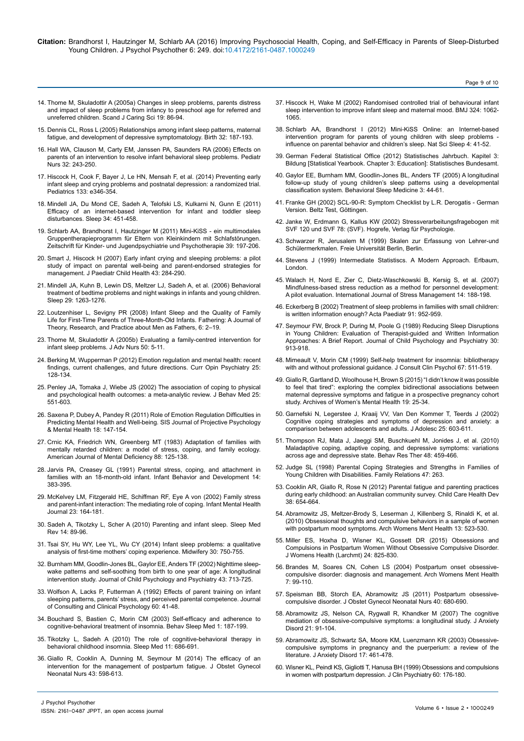14. Thome M, Skuladottir A (2005a) Changes in sleep problems, parents distress and impact of sleep problems from infancy to preschool age for referred and unreferred children. Scand J Caring Sci 19: 86-94.

15. Dennis CL, Ross L (2005) Relationships among infant sleep patterns, maternal fatigue, and development of depressive symptomatology. Birth 32: 187-193.

16. Hall WA, Clauson M, Carty EM, Janssen PA, Saunders RA (2006) Effects on parents of an intervention to resolve infant behavioral sleep problems. Pediatr Nurs 32: 243-250.

17. Hiscock H, Cook F, Bayer J, Le HN, Mensah F, et al. (2014) Preventing early infant sleep and crying problems and postnatal depression: a randomized trial. Pediatrics 133: e346-354.

18. Mindell JA, Du Mond CE, Sadeh A, Telofski LS, Kulkarni N, Gunn E (2011) Efficacy of an internet-based intervention for infant and toddler sleep disturbances. Sleep 34: 451-458.

19. Schlarb AA, Brandhorst I, Hautzinger M (2011) Mini-KiSS - ein multimodales Gruppentherapieprogramm für Eltern von Kleinkindern mit Schlafstörungen. Zeitschrift für Kinder- und Jugendpsychiatrie und Psychotherapie 39: 197-206.

20. Smart J, Hiscock H (2007) Early infant crying and sleeping problems: a pilot study of impact on parental well-being and parent-endorsed strategies for management. J Paediatr Child Health 43: 284-290.

21. Mindell JA, Kuhn B, Lewin DS, Meltzer LJ, Sadeh A, et al. (2006) Behavioral treatment of bedtime problems and night wakings in infants and young children. Sleep 29: 1263-1276.

22. Loutzenhiser L, Sevigny PR (2008) Infant Sleep and the Quality of Family Life for First-Time Parents of Three-Month-Old Infants. Fathering: A Journal of Theory, Research, and Practice about Men as Fathers, 6: 2–19.

23. Thome M, Skuladottir A (2005b) Evaluating a family-centred intervention for infant sleep problems. J Adv Nurs 50: 5-11.

24. Berking M, Wupperman P (2012) Emotion regulation and mental health: recent findings, current challenges, and future directions. Curr Opin Psychiatry 25: 128-134.

25. Penley JA, Tomaka J, Wiebe JS (2002) The association of coping to physical and psychological health outcomes: a meta-analytic review. J Behav Med 25: 551-603.

26. Saxena P, Dubey A, Pandey R (2011) Role of Emotion Regulation Difficulties in Predicting Mental Health and Well-being. SIS Journal of Projective Psychology & Mental Health 18: 147-154.

27. Crnic KA, Friedrich WN, Greenberg MT (1983) Adaptation of families with mentally retarded children: a model of stress, coping, and family ecology. American Journal of Mental Deficiency 88: 125-138.

28. Jarvis PA, Creasey GL (1991) Parental stress, coping, and attachment in families with an 18-month-old infant. Infant Behavior and Development 14: 383-395.

29. McKelvey LM, Fitzgerald HE, Schiffman RF, Eye A von (2002) Family stress and parent-infant interaction: The mediating role of coping. Infant Mental Health Journal 23: 164-181.

30. Sadeh A, Tikotzky L, Scher A (2010) Parenting and infant sleep. Sleep Med Rev 14: 89-96.

31. Tsai SY, Hu WY, Lee YL, Wu CY (2014) Infant sleep problems: a qualitative analysis of first-time mothers' coping experience. Midwifery 30: 750-755.

32. Burnham MM, Goodlin-Jones BL, Gaylor EE, Anders TF (2002) Nighttime sleep-wake patterns and self-soothing from birth to one year of age: A longitudinal intervention study. Journal of Child Psychology and Psychiatry 43: 713-725.

33. Wolfson A, Lacks P, Futterman A (1992) Effects of parent training on infant sleeping patterns, parents' stress, and perceived parental competence. Journal of Consulting and Clinical Psychology 60: 41-48.

34. Bouchard S, Bastien C, Morin CM (2003) Self-efficacy and adherence to cognitive-behavioral treatment of insomnia. Behav Sleep Med 1: 187-199.

35. Tikotzky L, Sadeh A (2010) The role of cognitive-behavioral therapy in behavioral childhood insomnia. Sleep Med 11: 686-691.

36. Giallo R, Cooklin A, Dunning M, Seymour M (2014) The efficacy of an intervention for the management of postpartum fatigue. J Obstet Gynecol Neonatal Nurs 43: 598-613.

37. Hiscock H, Wake M (2002) Randomised controlled trial of behavioural infant sleep intervention to improve infant sleep and maternal mood. BMJ 324: 1062-1065.

38. Schlarb AA, Brandhorst I (2012) Mini-KiSS Online: an Internet-based intervention program for parents of young children with sleep problems - influence on parental behavior and children's sleep. Nat Sci Sleep 4: 41-52.

39. German Federal Statistical Office (2012) Statistisches Jahrbuch. Kapitel 3: Bildung [Statistical Yearbook. Chapter 3: Education]: Statistisches Bundesamt.

40. Gaylor EE, Burnham MM, Goodlin-Jones BL, Anders TF (2005) A longitudinal follow-up study of young children's sleep patterns using a developmental classification system. Behavioral Sleep Medicine 3: 44-61.

41. Franke GH (2002) SCL-90-R: Symptom Checklist by L.R. Derogatis - German Version. Beltz Test, Göttingen.

42. Janke W, Erdmann G, Kallus KW (2002) Stressverarbeitungsfragebogen mit SVF 120 und SVF 78: (SVF). Hogrefe, Verlag für Psychologie.

43. Schwarzer R, Jerusalem M (1999) Skalen zur Erfassung von Lehrer-und Schülermerkmalen. Freie Universität Berlin, Berlin.

44. Stevens J (1999) Intermediate Statisticss. A Modern Approach. Erlbaum, London.

45. Walach H, Nord E, Zier C, Dietz-Waschkowski B, Kersig S, et al. (2007) Mindfulness-based stress reduction as a method for personnel development: A pilot evaluation. International Journal of Stress Management 14: 188-198.

46. Eckerberg B (2002) Treatment of sleep problems in families with small children: is written information enough? Acta Paediatr 91: 952-959.

47. Seymour FW, Brock P, During M, Poole G (1989) Reducing Sleep Disruptions in Young Children: Evaluation of Therapist-guided and Written Information Approaches: A Brief Report. Journal of Child Psychology and Psychiatry 30: 913-918.

48. Mimeault V, Morin CM (1999) Self-help treatment for insomnia: bibliotherapy with and without professional guidance. J Consult Clin Psychol 67: 511-519.

49. Giallo R, Gartland D, Woolhouse H, Brown S (2015) "I didn't know it was possible to feel that tired": exploring the complex bidirectional associations between maternal depressive symptoms and fatigue in a prospective pregnancy cohort study. Archives of Women's Mental Health 19: 25-34.

50. Garnefski N, Legerstee J, Kraaij VV, Van Den Kommer T, Teerds J (2002) Cognitive coping strategies and symptoms of depression and anxiety: a comparison between adolescents and adults. J Adolesc 25: 603-611.

51. Thompson RJ, Mata J, Jaeggi SM, Buschkuehl M, Jonides J, et al. (2010) Maladaptive coping, adaptive coping, and depressive symptoms: variations across age and depressive state. Behav Res Ther 48: 459-466.

52. Judge SL (1998) Parental Coping Strategies and Strengths in Families of Young Children with Disabilities. Family Relations 47: 263.

53. Cooklin AR, Giallo R, Rose N (2012) Parental fatigue and parenting practices during early childhood: an Australian community survey. Child Care Health Dev 38: 654-664.

54. Abramowitz JS, Meltzer-Brody S, Leserman J, Killenberg S, Rinaldi K, et al. (2010) Obsessional thoughts and compulsive behaviors in a sample of women with postpartum mood symptoms. Arch Womens Ment Health 13: 523-530.

55. Miller ES, Hoxha D, Wisner KL, Gossett DR (2015) Obsessions and Compulsions in Postpartum Women Without Obsessive Compulsive Disorder. J Womens Health (Larchmt) 24: 825-830.

56. Brandes M, Soares CN, Cohen LS (2004) Postpartum onset obsessive-compulsive disorder: diagnosis and management. Arch Womens Ment Health 7: 99-110.

57. Speisman BB, Storch EA, Abramowitz JS (2011) Postpartum obsessive-compulsive disorder. J Obstet Gynecol Neonatal Nurs 40: 680-690.

58. Abramowitz JS, Nelson CA, Rygwall R, Khandker M (2007) The cognitive mediation of obsessive-compulsive symptoms: a longitudinal study. J Anxiety Disord 21: 91-104.

59. Abramowitz JS, Schwartz SA, Moore KM, Luenzmann KR (2003) Obsessive-compulsive symptoms in pregnancy and the puerperium: a review of the literature. J Anxiety Disord 17: 461-478.

60. Wisner KL, Peindl KS, Gigliotti T, Hanusa BH (1999) Obsessions and compulsions in women with postpartum depression. J Clin Psychiatry 60: 176-180.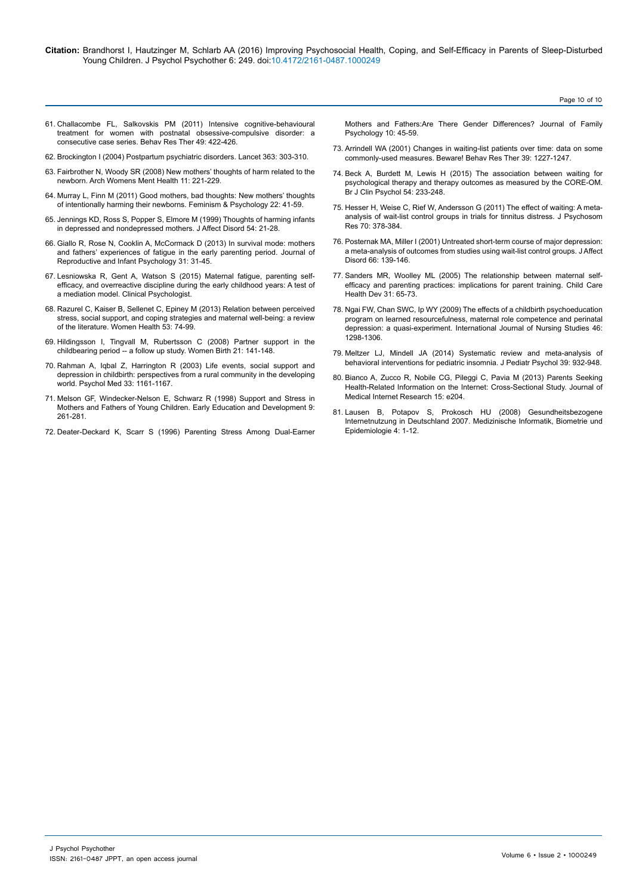61. Challacombe FL, Salkovskis PM (2011) Intensive cognitive-behavioural treatment for women with postnatal obsessive-compulsive disorder: a consecutive case series. Behav Res Ther 49: 422-426.

62. Brockington I (2004) Postpartum psychiatric disorders. Lancet 363: 303-310.

63. Fairbrother N, Woody SR (2008) New mothers' thoughts of harm related to the newborn. Arch Womens Ment Health 11: 221-229.

64. Murray L, Finn M (2011) Good mothers, bad thoughts: New mothers' thoughts of intentionally harming their newborns. Feminism & Psychology 22: 41-59.

65. Jennings KD, Ross S, Popper S, Elmore M (1999) Thoughts of harming infants in depressed and nondepressed mothers. J Affect Disord 54: 21-28.

66. Giallo R, Rose N, Cooklin A, McCormack D (2013) In survival mode: mothers and fathers' experiences of fatigue in the early parenting period. Journal of Reproductive and Infant Psychology 31: 31-45.

67. Lesniowska R, Gent A, Watson S (2015) Maternal fatigue, parenting self-efficacy, and overreactive discipline during the early childhood years: A test of a mediation model. Clinical Psychologist.

68. Razurel C, Kaiser B, Sellenet C, Epiney M (2013) Relation between perceived stress, social support, and coping strategies and maternal well-being: a review of the literature. Women Health 53: 74-99.

69. Hildingsson I, Tingvall M, Rubertsson C (2008) Partner support in the childbearing period -- a follow up study. Women Birth 21: 141-148.

70. Rahman A, Iqbal Z, Harrington R (2003) Life events, social support and depression in childbirth: perspectives from a rural community in the developing world. Psychol Med 33: 1161-1167.

71. Melson GF, Windecker-Nelson E, Schwarz R (1998) Support and Stress in Mothers and Fathers of Young Children. Early Education and Development 9: 261-281.

72. Deater-Deckard K, Scarr S (1996) Parenting Stress Among Dual-Earner Mothers and Fathers:Are There Gender Differences? Journal of Family Psychology 10: 45-59.

73. Arrindell WA (2001) Changes in waiting-list patients over time: data on some commonly-used measures. Beware! Behav Res Ther 39: 1227-1247.

74. Beck A, Burdett M, Lewis H (2015) The association between waiting for psychological therapy and therapy outcomes as measured by the CORE-OM. Br J Clin Psychol 54: 233-248.

75. Hesser H, Weise C, Rief W, Andersson G (2011) The effect of waiting: A meta-analysis of wait-list control groups in trials for tinnitus distress. J Psychosom Res 70: 378-384.

76. Posternak MA, Miller I (2001) Untreated short-term course of major depression: a meta-analysis of outcomes from studies using wait-list control groups. J Affect Disord 66: 139-146.

77. Sanders MR, Woolley ML (2005) The relationship between maternal self-efficacy and parenting practices: implications for parent training. Child Care Health Dev 31: 65-73.

78. Ngai FW, Chan SWC, Ip WY (2009) The effects of a childbirth psychoeducation program on learned resourcefulness, maternal role competence and perinatal depression: a quasi-experiment. International Journal of Nursing Studies 46: 1298-1306.

79. Meltzer LJ, Mindell JA (2014) Systematic review and meta-analysis of behavioral interventions for pediatric insomnia. J Pediatr Psychol 39: 932-948.

80. Bianco A, Zucco R, Nobile CG, Pileggi C, Pavia M (2013) Parents Seeking Health-Related Information on the Internet: Cross-Sectional Study. Journal of Medical Internet Research 15: e204.

81. Lausen B, Potapov S, Prokosch HU (2008) Gesundheitsbezogene Internetnutzung in Deutschland 2007. Medizinische Informatik, Biometrie und Epidemiologie 4: 1-12.